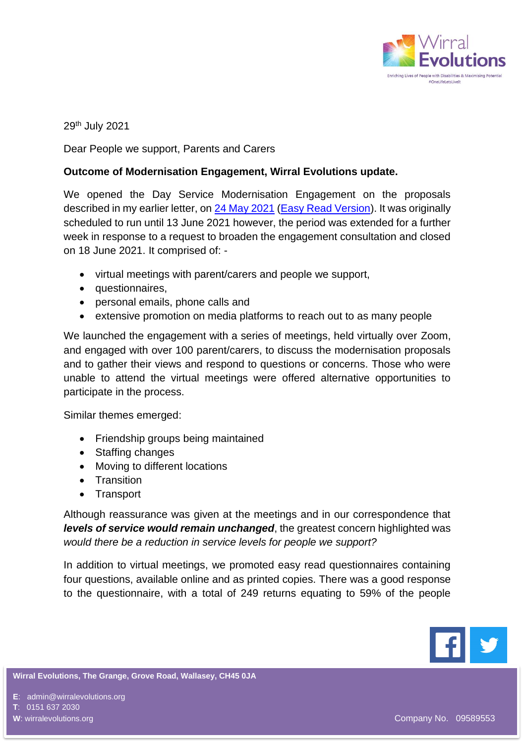29th July 2021

Dear People we support, Parents and Carers

**Outcome of Modernisation Engagement, Wirral Evolutions update.**

We opened the Day Service Modernisation Engagement on the proposals described in my earlier letter, on [24 May 2021](#) ([Easy Read Version](#)). It was originally scheduled to run until 13 June 2021 however, the period was extended for a further week in response to a request to broaden the engagement consultation and closed on 18 June 2021. It comprised of: -

- virtual meetings with parent/carers and people we support,
- questionnaires,
- personal emails, phone calls and
- extensive promotion on media platforms to reach out to as many people

We launched the engagement with a series of meetings, held virtually over Zoom, and engaged with over 100 parent/carers, to discuss the modernisation proposals and to gather their views and respond to questions or concerns. Those who were unable to attend the virtual meetings were offered alternative opportunities to participate in the process.

Similar themes emerged:

- Friendship groups being maintained
- Staffing changes
- Moving to different locations
- Transition
- Transport

Although reassurance was given at the meetings and in our correspondence that ***levels of service would remain unchanged***, the greatest concern highlighted was *would there be a reduction in service levels for people we support?*

In addition to virtual meetings, we promoted easy read questionnaires containing four questions, available online and as printed copies. There was a good response to the questionnaire, with a total of 249 returns equating to 59% of the people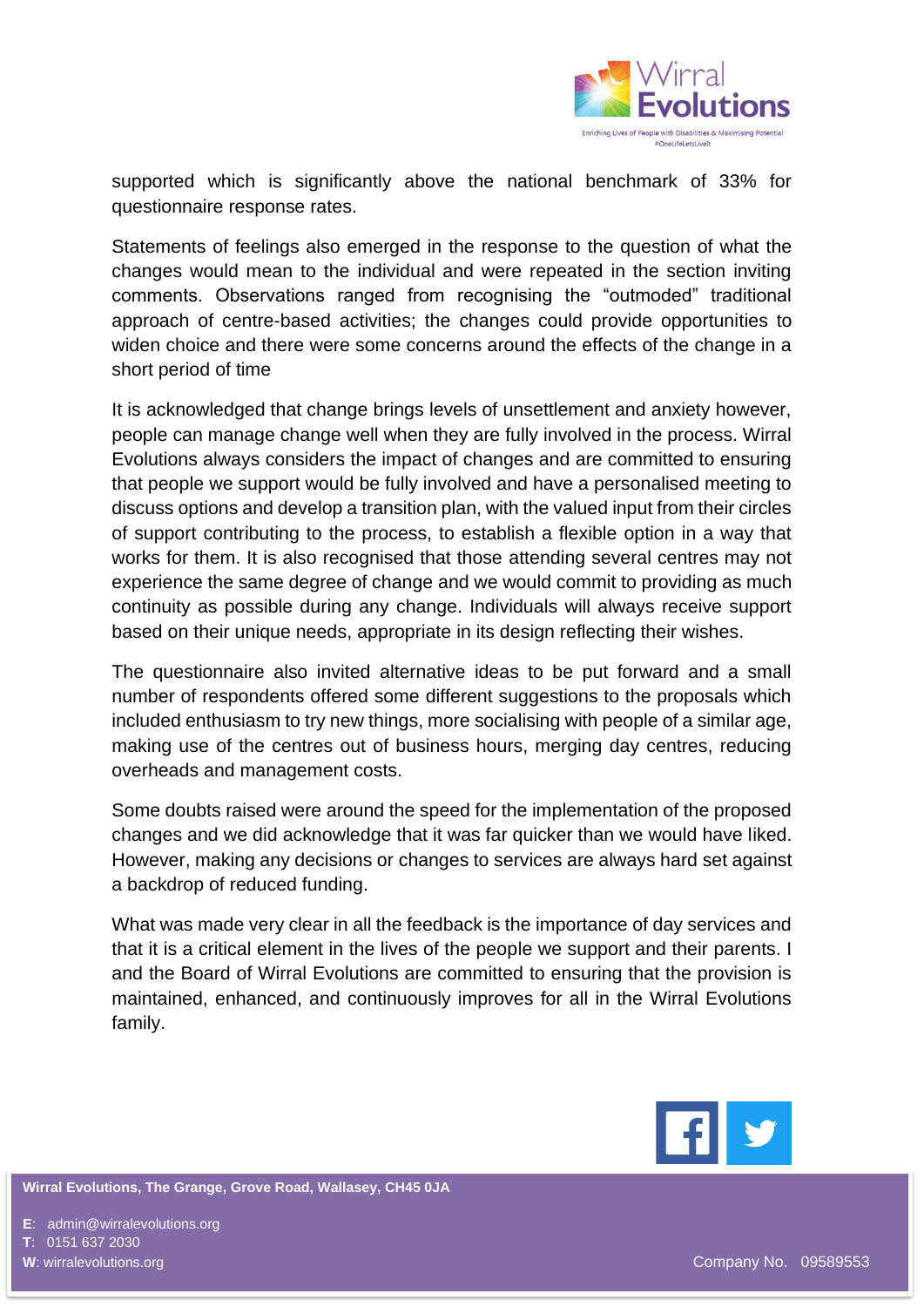supported which is significantly above the national benchmark of 33% for questionnaire response rates.

Statements of feelings also emerged in the response to the question of what the changes would mean to the individual and were repeated in the section inviting comments. Observations ranged from recognising the “outmoded” traditional approach of centre-based activities; the changes could provide opportunities to widen choice and there were some concerns around the effects of the change in a short period of time

It is acknowledged that change brings levels of unsettlement and anxiety however, people can manage change well when they are fully involved in the process. Wirral Evolutions always considers the impact of changes and are committed to ensuring that people we support would be fully involved and have a personalised meeting to discuss options and develop a transition plan, with the valued input from their circles of support contributing to the process, to establish a flexible option in a way that works for them. It is also recognised that those attending several centres may not experience the same degree of change and we would commit to providing as much continuity as possible during any change. Individuals will always receive support based on their unique needs, appropriate in its design reflecting their wishes.

The questionnaire also invited alternative ideas to be put forward and a small number of respondents offered some different suggestions to the proposals which included enthusiasm to try new things, more socialising with people of a similar age, making use of the centres out of business hours, merging day centres, reducing overheads and management costs.

Some doubts raised were around the speed for the implementation of the proposed changes and we did acknowledge that it was far quicker than we would have liked. However, making any decisions or changes to services are always hard set against a backdrop of reduced funding.

What was made very clear in all the feedback is the importance of day services and that it is a critical element in the lives of the people we support and their parents. I and the Board of Wirral Evolutions are committed to ensuring that the provision is maintained, enhanced, and continuously improves for all in the Wirral Evolutions family.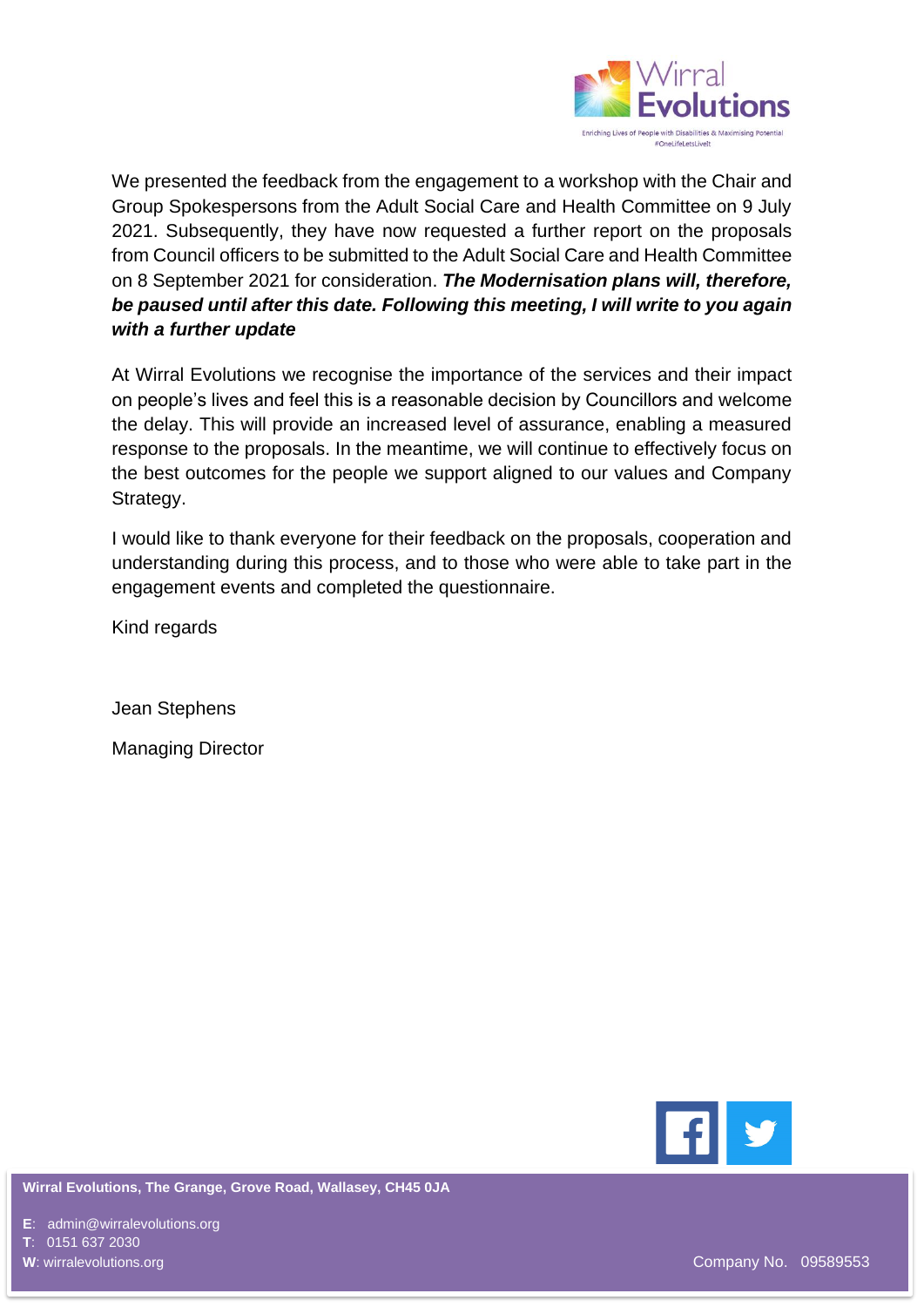We presented the feedback from the engagement to a workshop with the Chair and Group Spokespersons from the Adult Social Care and Health Committee on 9 July 2021. Subsequently, they have now requested a further report on the proposals from Council officers to be submitted to the Adult Social Care and Health Committee on 8 September 2021 for consideration. ***The Modernisation plans will, therefore, be paused until after this date. Following this meeting, I will write to you again with a further update***

At Wirral Evolutions we recognise the importance of the services and their impact on people's lives and feel this is a reasonable decision by Councillors and welcome the delay. This will provide an increased level of assurance, enabling a measured response to the proposals. In the meantime, we will continue to effectively focus on the best outcomes for the people we support aligned to our values and Company Strategy.

I would like to thank everyone for their feedback on the proposals, cooperation and understanding during this process, and to those who were able to take part in the engagement events and completed the questionnaire.

Kind regards

Jean Stephens

Managing Director

**Wirral Evolutions, The Grange, Grove Road, Wallasey, CH45 0JA**

**E**: admin@wirralevolutions.org
**T**: 0151 637 2030
**W**: wirralevolutions.org

Company No. 09589553